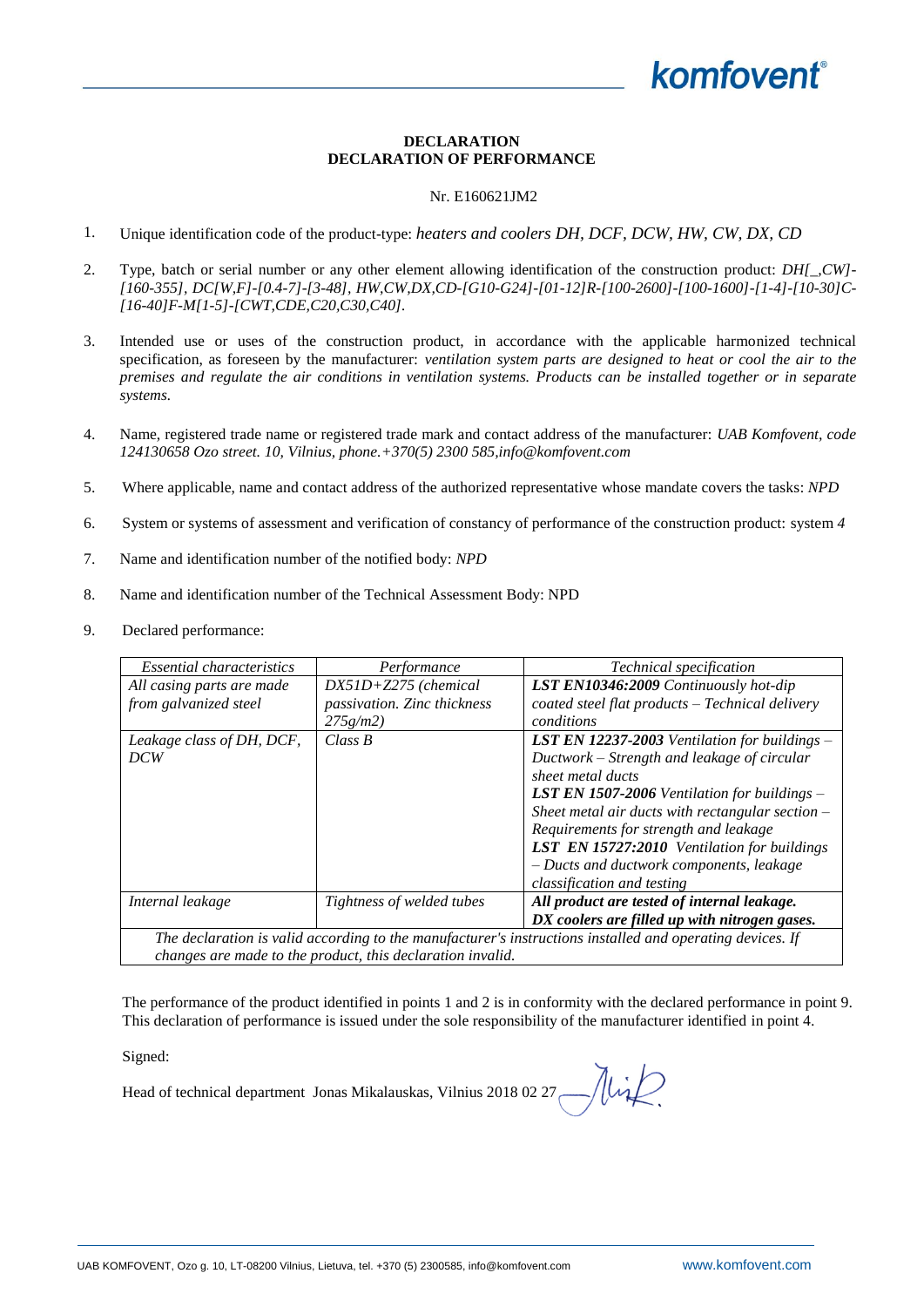**DECLARATION**
**DECLARATION OF PERFORMANCE**

Nr. E160621JM2

1. Unique identification code of the product-type: *heaters and coolers DH, DCF, DCW, HW, CW, DX, CD*

2. Type, batch or serial number or any other element allowing identification of the construction product: *DH[_,CW]-[160-355], DC[W,F]-[0.4-7]-[3-48], HW,CW,DX,CD-[G10-G24]-[01-12]R-[100-2600]-[100-1600]-[1-4]-[10-30]C-[16-40]F-M[1-5]-[CWT,CDE,C20,C30,C40].*

3. Intended use or uses of the construction product, in accordance with the applicable harmonized technical specification, as foreseen by the manufacturer: *ventilation system parts are designed to heat or cool the air to the premises and regulate the air conditions in ventilation systems. Products can be installed together or in separate systems.*

4. Name, registered trade name or registered trade mark and contact address of the manufacturer: *UAB Komfovent, code 124130658 Ozo street. 10, Vilnius, phone.+370(5) 2300 585,info@komfovent.com*

5. Where applicable, name and contact address of the authorized representative whose mandate covers the tasks: *NPD*

6. System or systems of assessment and verification of constancy of performance of the construction product: system *4*

7. Name and identification number of the notified body: *NPD*

8. Name and identification number of the Technical Assessment Body: NPD

9. Declared performance:

| *Essential characteristics* | *Performance* | *Technical specification* |
|---|---|---|
| *All casing parts are made from galvanized steel* | *DX51D+Z275 (chemical passivation. Zinc thickness 275g/m2)* | ***LST EN10346:2009*** *Continuously hot-dip coated steel flat products – Technical delivery conditions* |
| *Leakage class of DH, DCF, DCW* | *Class B* | ***LST EN 12237-2003*** *Ventilation for buildings – Ductwork – Strength and leakage of circular sheet metal ducts* ***LST EN 1507-2006*** *Ventilation for buildings – Sheet metal air ducts with rectangular section – Requirements for strength and leakage* ***LST EN 15727:2010*** *Ventilation for buildings – Ducts and ductwork components, leakage classification and testing* |
| *Internal leakage* | *Tightness of welded tubes* | ***All product are tested of internal leakage. DX coolers are filled up with nitrogen gases.*** |
| *The declaration is valid according to the manufacturer's instructions installed and operating devices. If changes are made to the product, this declaration invalid.* | | |

The performance of the product identified in points 1 and 2 is in conformity with the declared performance in point 9. This declaration of performance is issued under the sole responsibility of the manufacturer identified in point 4.

Signed:

Head of technical department Jonas Mikalauskas, Vilnius 2018 02 27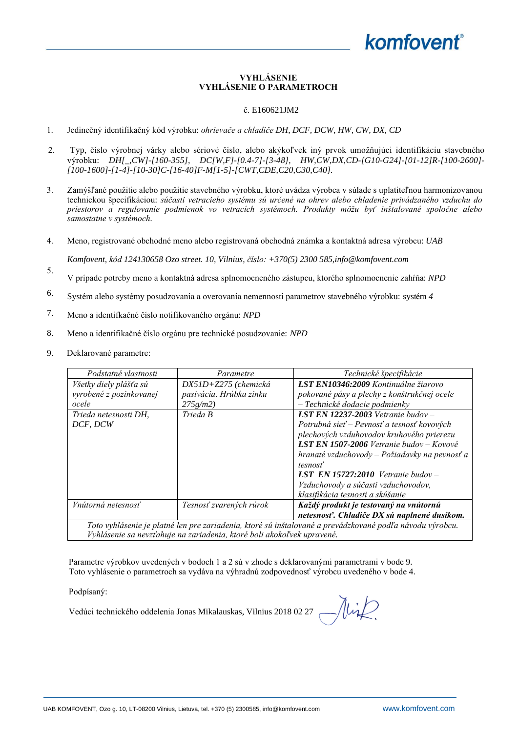# VYHLÁSENIE
# VYHLÁSENIE O PARAMETROCH

č. E160621JM2

1. Jedinečný identifikačný kód výrobku: *ohrievače a chladiče DH, DCF, DCW, HW, CW, DX, CD*

2. Typ, číslo výrobnej várky alebo sériové číslo, alebo akýkoľvek iný prvok umožňujúci identifikáciu stavebného výrobku: *DH[_,CW]-[160-355], DC[W,F]-[0.4-7]-[3-48], HW,CW,DX,CD-[G10-G24]-[01-12]R-[100-2600]-[100-1600]-[1-4]-[10-30]C-[16-40]F-M[1-5]-[CWT,CDE,C20,C30,C40].*

3. Zamýšľané použitie alebo použitie stavebného výrobku, ktoré uvádza výrobca v súlade s uplatiteľnou harmonizovanou technickou špecifikáciou: *súčasti vetracieho systému sú určené na ohrev alebo chladenie privádzaného vzduchu do priestorov a regulovanie podmienok vo vetracích systémoch. Produkty môžu byť inštalované spoločne alebo samostatne v systémoch.*

4. Meno, registrované obchodné meno alebo registrovaná obchodná známka a kontaktná adresa výrobcu: *UAB Komfovent, kód 124130658 Ozo street. 10, Vilnius, číslo: +370(5) 2300 585,info@komfovent.com*

5. V prípade potreby meno a kontaktná adresa splnomocneného zástupcu, ktorého splnomocnenie zahŕňa: *NPD*

6. Systém alebo systémy posudzovania a overovania nemennosti parametrov stavebného výrobku: systém *4*

7. Meno a identifkačné číslo notifikovaného orgánu: *NPD*

8. Meno a identifikačné číslo orgánu pre technické posudzovanie: *NPD*

9. Deklarované parametre:

| *Podstatné vlastnosti* | *Parametre* | *Technické špecifikácie* |
|---|---|---|
| *Všetky diely plášťa sú vyrobené z pozinkovanej ocele* | *DX51D+Z275 (chemická pasivácia. Hrúbka zinku 275g/m2)* | ***LST EN10346:2009*** *Kontinuálne žiarovo pokované pásy a plechy z konštrukčnej ocele – Technické dodacie podmienky* |
| *Trieda netesnosti DH, DCF, DCW* | *Trieda B* | ***LST EN 12237-2003*** *Vetranie budov – Potrubná sieť – Pevnosť a tesnosť kovových plechových vzduhovodov kruhového prierezu* ***LST EN 1507-2006*** *Vetranie budov – Kovové hranaté vzduchovody – Požiadavky na pevnosť a tesnosť* ***LST EN 15727:2010*** *Vetranie budov – Vzduchovody a súčasti vzduchovodov, klasifikácia tesnosti a skúšanie* |
| *Vnútorná netesnosť* | *Tesnosť zvarených rúrok* | ***Každý produkt je testovaný na vnútornú netesnosť. Chladiče DX sú naplnené dusíkom.*** |
| *Toto vyhlásenie je platné len pre zariadenia, ktoré sú inštalované a prevádzkované podľa návodu výrobcu. Vyhlásenie sa nevzťahuje na zariadenia, ktoré boli akokoľvek upravené.* | | |

Parametre výrobkov uvedených v bodoch 1 a 2 sú v zhode s deklarovanými parametrami v bode 9.
Toto vyhlásenie o parametroch sa vydáva na výhradnú zodpovednosť výrobcu uvedeného v bode 4.

Podpísaný:

Vedúci technického oddelenia Jonas Mikalauskas, Vilnius 2018 02 27